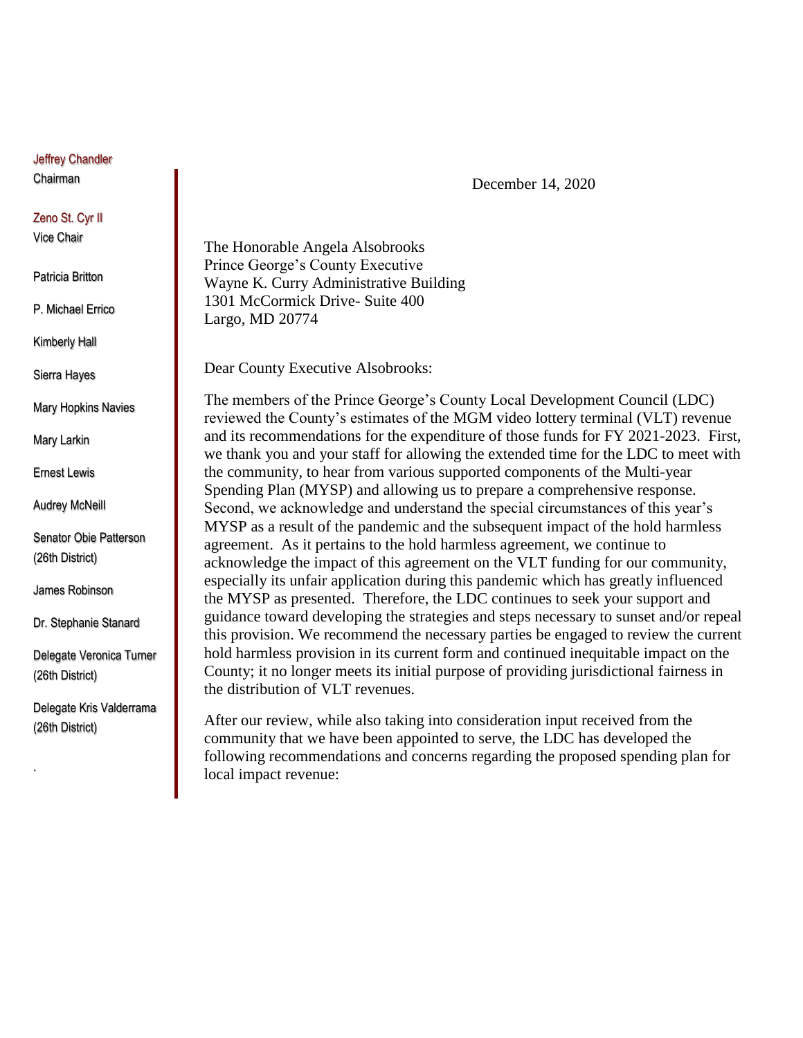Jeffrey Chandler
Chairman

Zeno St. Cyr II
Vice Chair

Patricia Britton

P. Michael Errico

Kimberly Hall

Sierra Hayes

Mary Hopkins Navies

Mary Larkin

Ernest Lewis

Audrey McNeill

Senator Obie Patterson
(26th District)

James Robinson

Dr. Stephanie Stanard

Delegate Veronica Turner
(26th District)

Delegate Kris Valderrama
(26th District)

December 14, 2020

The Honorable Angela Alsobrooks
Prince George's County Executive
Wayne K. Curry Administrative Building
1301 McCormick Drive- Suite 400
Largo, MD 20774

Dear County Executive Alsobrooks:

The members of the Prince George's County Local Development Council (LDC) reviewed the County's estimates of the MGM video lottery terminal (VLT) revenue and its recommendations for the expenditure of those funds for FY 2021-2023. First, we thank you and your staff for allowing the extended time for the LDC to meet with the community, to hear from various supported components of the Multi-year Spending Plan (MYSP) and allowing us to prepare a comprehensive response. Second, we acknowledge and understand the special circumstances of this year's MYSP as a result of the pandemic and the subsequent impact of the hold harmless agreement. As it pertains to the hold harmless agreement, we continue to acknowledge the impact of this agreement on the VLT funding for our community, especially its unfair application during this pandemic which has greatly influenced the MYSP as presented. Therefore, the LDC continues to seek your support and guidance toward developing the strategies and steps necessary to sunset and/or repeal this provision. We recommend the necessary parties be engaged to review the current hold harmless provision in its current form and continued inequitable impact on the County; it no longer meets its initial purpose of providing jurisdictional fairness in the distribution of VLT revenues.

After our review, while also taking into consideration input received from the community that we have been appointed to serve, the LDC has developed the following recommendations and concerns regarding the proposed spending plan for local impact revenue: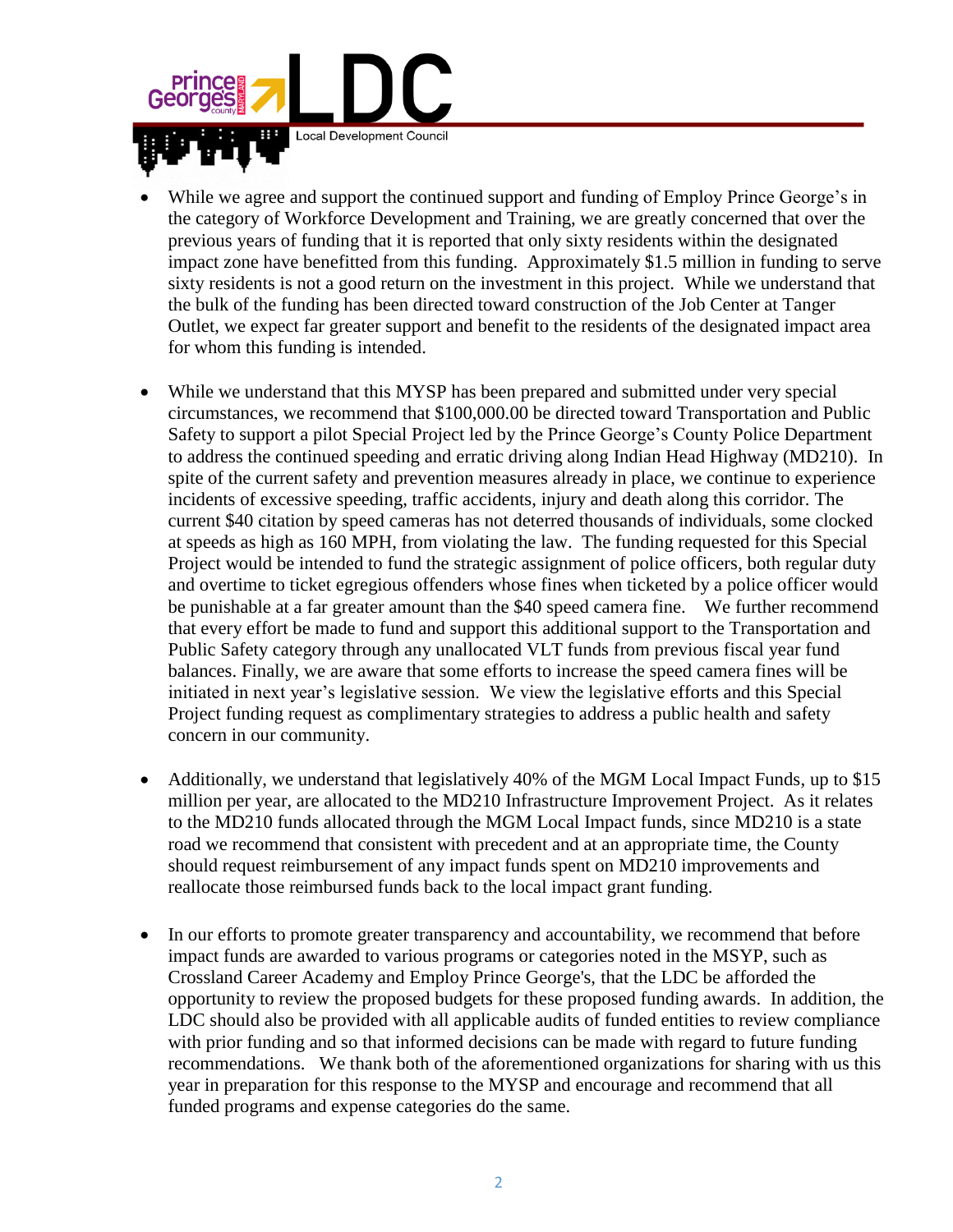- While we agree and support the continued support and funding of Employ Prince George's in the category of Workforce Development and Training, we are greatly concerned that over the previous years of funding that it is reported that only sixty residents within the designated impact zone have benefitted from this funding. Approximately $1.5 million in funding to serve sixty residents is not a good return on the investment in this project. While we understand that the bulk of the funding has been directed toward construction of the Job Center at Tanger Outlet, we expect far greater support and benefit to the residents of the designated impact area for whom this funding is intended.

- While we understand that this MYSP has been prepared and submitted under very special circumstances, we recommend that $100,000.00 be directed toward Transportation and Public Safety to support a pilot Special Project led by the Prince George's County Police Department to address the continued speeding and erratic driving along Indian Head Highway (MD210). In spite of the current safety and prevention measures already in place, we continue to experience incidents of excessive speeding, traffic accidents, injury and death along this corridor. The current $40 citation by speed cameras has not deterred thousands of individuals, some clocked at speeds as high as 160 MPH, from violating the law. The funding requested for this Special Project would be intended to fund the strategic assignment of police officers, both regular duty and overtime to ticket egregious offenders whose fines when ticketed by a police officer would be punishable at a far greater amount than the $40 speed camera fine. We further recommend that every effort be made to fund and support this additional support to the Transportation and Public Safety category through any unallocated VLT funds from previous fiscal year fund balances. Finally, we are aware that some efforts to increase the speed camera fines will be initiated in next year's legislative session. We view the legislative efforts and this Special Project funding request as complimentary strategies to address a public health and safety concern in our community.

- Additionally, we understand that legislatively 40% of the MGM Local Impact Funds, up to $15 million per year, are allocated to the MD210 Infrastructure Improvement Project. As it relates to the MD210 funds allocated through the MGM Local Impact funds, since MD210 is a state road we recommend that consistent with precedent and at an appropriate time, the County should request reimbursement of any impact funds spent on MD210 improvements and reallocate those reimbursed funds back to the local impact grant funding.

- In our efforts to promote greater transparency and accountability, we recommend that before impact funds are awarded to various programs or categories noted in the MSYP, such as Crossland Career Academy and Employ Prince George's, that the LDC be afforded the opportunity to review the proposed budgets for these proposed funding awards. In addition, the LDC should also be provided with all applicable audits of funded entities to review compliance with prior funding and so that informed decisions can be made with regard to future funding recommendations. We thank both of the aforementioned organizations for sharing with us this year in preparation for this response to the MYSP and encourage and recommend that all funded programs and expense categories do the same.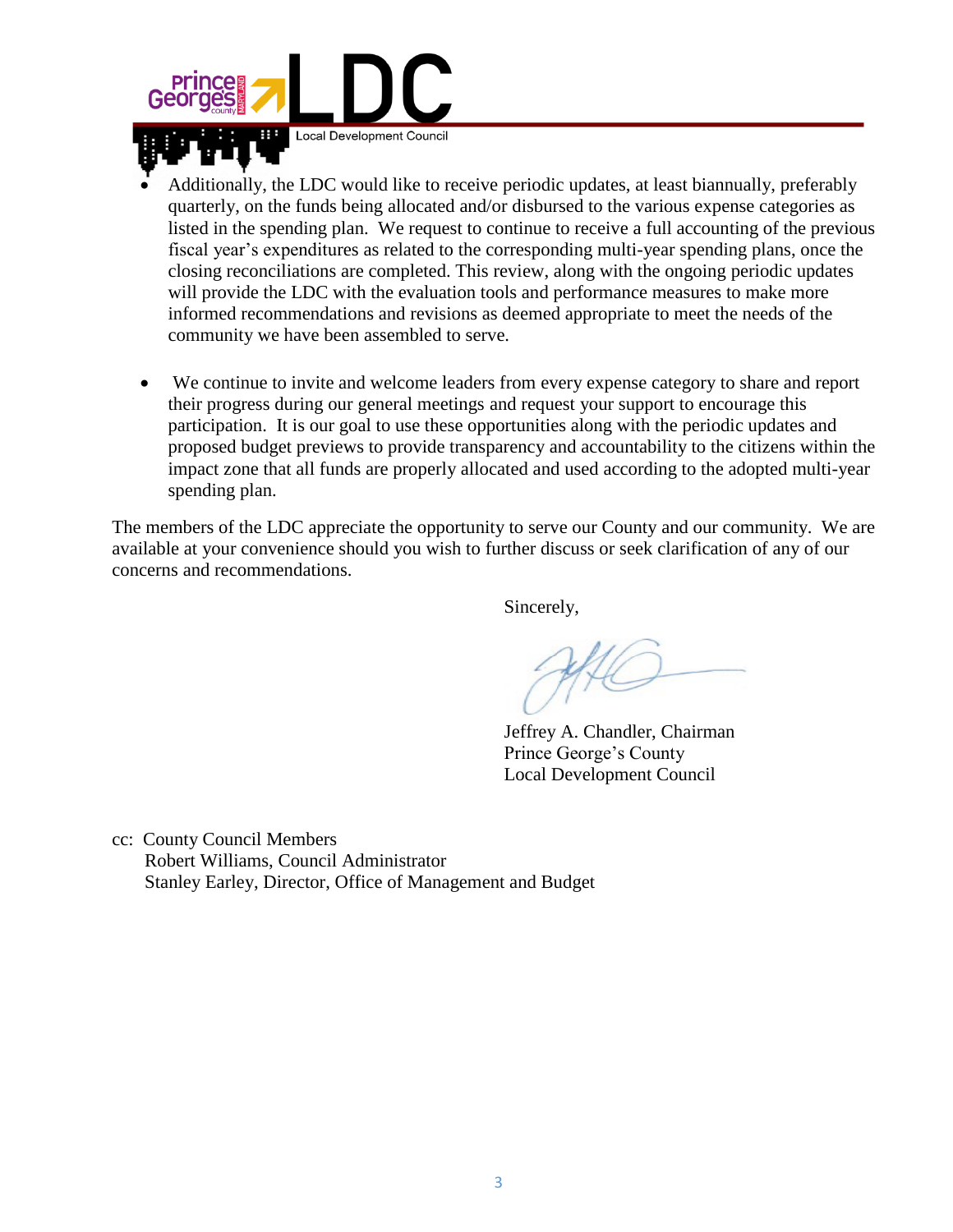- Additionally, the LDC would like to receive periodic updates, at least biannually, preferably quarterly, on the funds being allocated and/or disbursed to the various expense categories as listed in the spending plan. We request to continue to receive a full accounting of the previous fiscal year's expenditures as related to the corresponding multi-year spending plans, once the closing reconciliations are completed. This review, along with the ongoing periodic updates will provide the LDC with the evaluation tools and performance measures to make more informed recommendations and revisions as deemed appropriate to meet the needs of the community we have been assembled to serve.

- We continue to invite and welcome leaders from every expense category to share and report their progress during our general meetings and request your support to encourage this participation. It is our goal to use these opportunities along with the periodic updates and proposed budget previews to provide transparency and accountability to the citizens within the impact zone that all funds are properly allocated and used according to the adopted multi-year spending plan.

The members of the LDC appreciate the opportunity to serve our County and our community. We are available at your convenience should you wish to further discuss or seek clarification of any of our concerns and recommendations.

Sincerely,

Jeffrey A. Chandler, Chairman
Prince George's County
Local Development Council

cc: County Council Members
Robert Williams, Council Administrator
Stanley Earley, Director, Office of Management and Budget